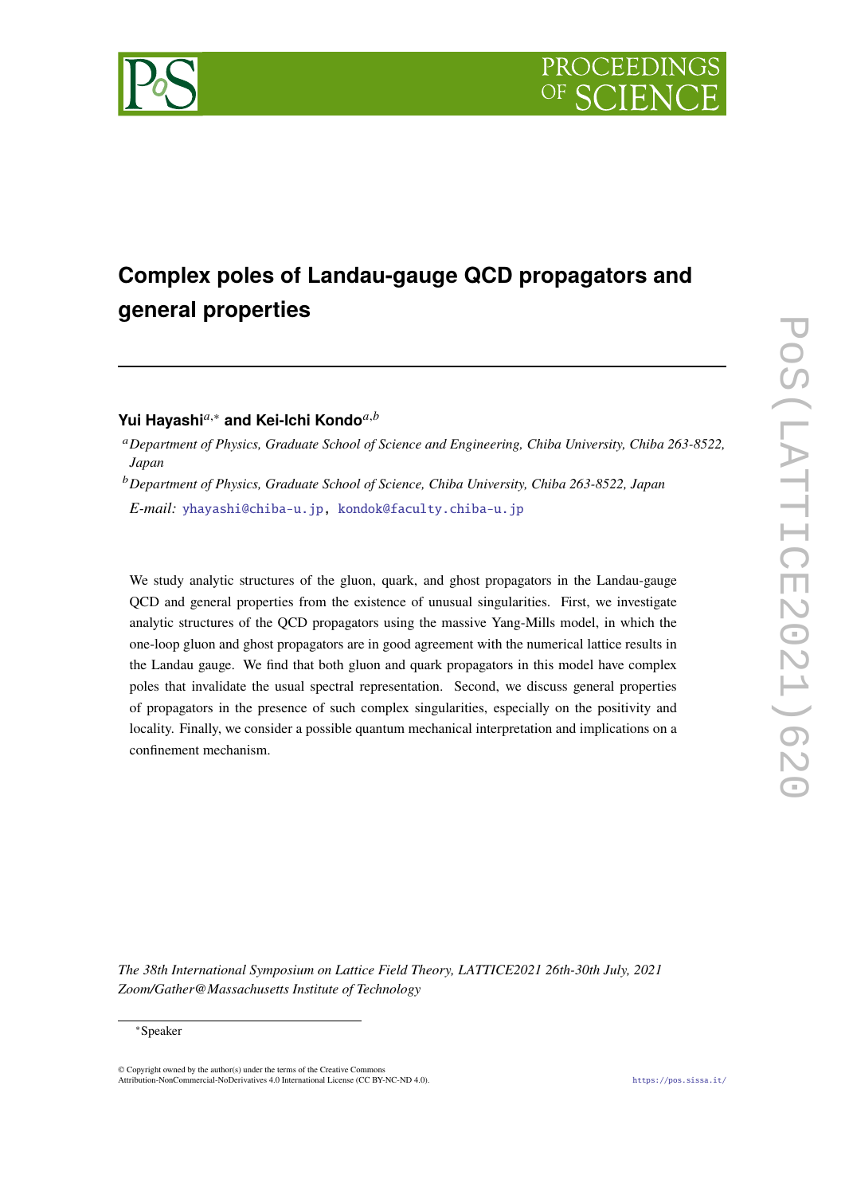# Complex poles of Landau-gauge QCD propagators and general properties

**Yui Hayashi**[a,*] **and Kei-Ichi Kondo**[a,b]

[a] *Department of Physics, Graduate School of Science and Engineering, Chiba University, Chiba 263-8522, Japan*

[b] *Department of Physics, Graduate School of Science, Chiba University, Chiba 263-8522, Japan*

*E-mail:* yhayashi@chiba-u.jp, kondok@faculty.chiba-u.jp

We study analytic structures of the gluon, quark, and ghost propagators in the Landau-gauge QCD and general properties from the existence of unusual singularities. First, we investigate analytic structures of the QCD propagators using the massive Yang-Mills model, in which the one-loop gluon and ghost propagators are in good agreement with the numerical lattice results in the Landau gauge. We find that both gluon and quark propagators in this model have complex poles that invalidate the usual spectral representation. Second, we discuss general properties of propagators in the presence of such complex singularities, especially on the positivity and locality. Finally, we consider a possible quantum mechanical interpretation and implications on a confinement mechanism.

*The 38th International Symposium on Lattice Field Theory, LATTICE2021 26th-30th July, 2021 Zoom/Gather@Massachusetts Institute of Technology*

[*] Speaker

© Copyright owned by the author(s) under the terms of the Creative Commons Attribution-NonCommercial-NoDerivatives 4.0 International License (CC BY-NC-ND 4.0).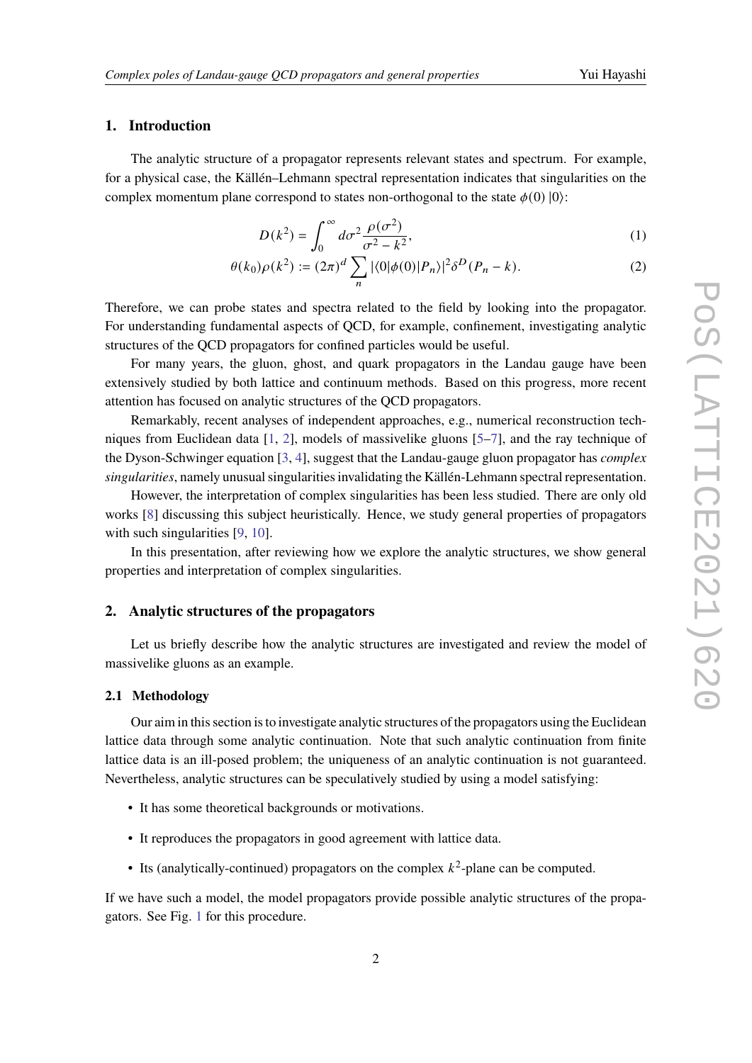## 1. Introduction

The analytic structure of a propagator represents relevant states and spectrum. For example, for a physical case, the Källén–Lehmann spectral representation indicates that singularities on the complex momentum plane correspond to states non-orthogonal to the state $\phi(0)\,|0\rangle$:

$$D(k^2) = \int_0^\infty d\sigma^2 \frac{\rho(\sigma^2)}{\sigma^2 - k^2}, \tag{1}$$

$$\theta(k_0)\rho(k^2) := (2\pi)^d \sum_n |\langle 0|\phi(0)|P_n\rangle|^2 \delta^D(P_n - k). \tag{2}$$

Therefore, we can probe states and spectra related to the field by looking into the propagator. For understanding fundamental aspects of QCD, for example, confinement, investigating analytic structures of the QCD propagators for confined particles would be useful.

For many years, the gluon, ghost, and quark propagators in the Landau gauge have been extensively studied by both lattice and continuum methods. Based on this progress, more recent attention has focused on analytic structures of the QCD propagators.

Remarkably, recent analyses of independent approaches, e.g., numerical reconstruction techniques from Euclidean data [1, 2], models of massivelike gluons [5–7], and the ray technique of the Dyson-Schwinger equation [3, 4], suggest that the Landau-gauge gluon propagator has *complex singularities*, namely unusual singularities invalidating the Källén-Lehmann spectral representation.

However, the interpretation of complex singularities has been less studied. There are only old works [8] discussing this subject heuristically. Hence, we study general properties of propagators with such singularities [9, 10].

In this presentation, after reviewing how we explore the analytic structures, we show general properties and interpretation of complex singularities.

## 2. Analytic structures of the propagators

Let us briefly describe how the analytic structures are investigated and review the model of massivelike gluons as an example.

### 2.1 Methodology

Our aim in this section is to investigate analytic structures of the propagators using the Euclidean lattice data through some analytic continuation. Note that such analytic continuation from finite lattice data is an ill-posed problem; the uniqueness of an analytic continuation is not guaranteed. Nevertheless, analytic structures can be speculatively studied by using a model satisfying:

- It has some theoretical backgrounds or motivations.
- It reproduces the propagators in good agreement with lattice data.
- Its (analytically-continued) propagators on the complex $k^2$-plane can be computed.

If we have such a model, the model propagators provide possible analytic structures of the propagators. See Fig. 1 for this procedure.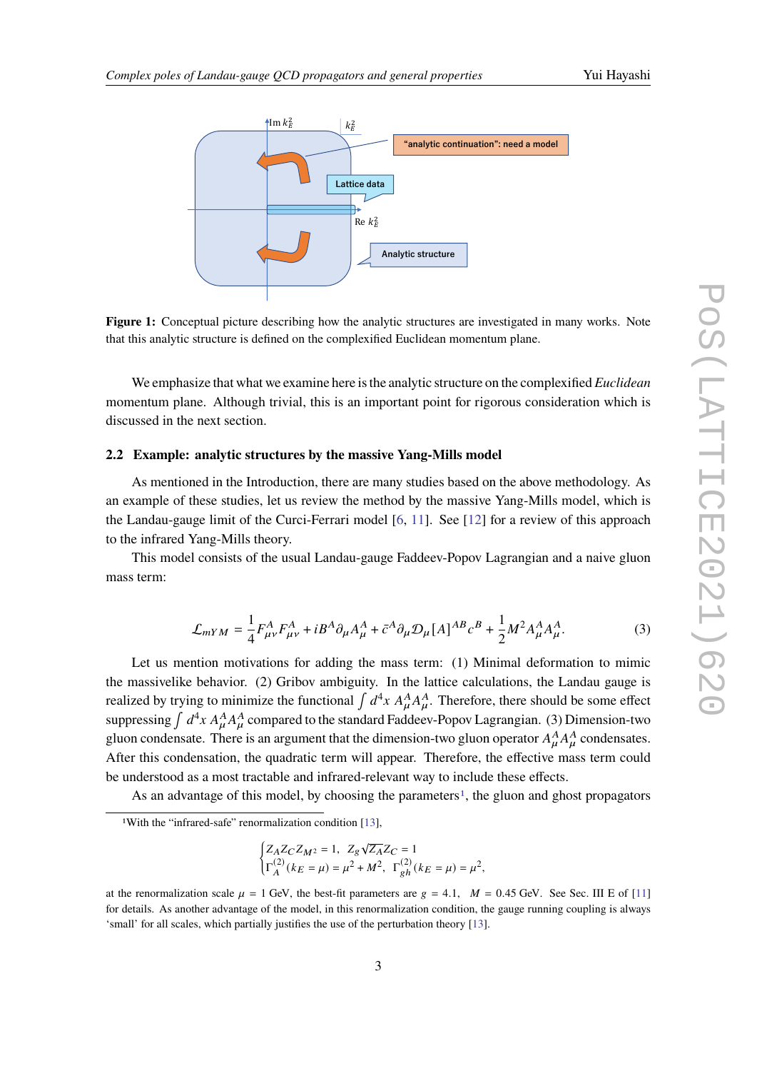**Figure 1:** Conceptual picture describing how the analytic structures are investigated in many works. Note that this analytic structure is defined on the complexified Euclidean momentum plane.

We emphasize that what we examine here is the analytic structure on the complexified *Euclidean* momentum plane. Although trivial, this is an important point for rigorous consideration which is discussed in the next section.

### 2.2 Example: analytic structures by the massive Yang-Mills model

As mentioned in the Introduction, there are many studies based on the above methodology. As an example of these studies, let us review the method by the massive Yang-Mills model, which is the Landau-gauge limit of the Curci-Ferrari model [6, 11]. See [12] for a review of this approach to the infrared Yang-Mills theory.

This model consists of the usual Landau-gauge Faddeev-Popov Lagrangian and a naive gluon mass term:

$$\mathcal{L}_{mYM} = \frac{1}{4} F^A_{\mu\nu} F^A_{\mu\nu} + i B^A \partial_\mu A^A_\mu + \bar{c}^A \partial_\mu \mathcal{D}_\mu[A]^{AB} c^B + \frac{1}{2} M^2 A^A_\mu A^A_\mu. \tag{3}$$

Let us mention motivations for adding the mass term: (1) Minimal deformation to mimic the massivelike behavior. (2) Gribov ambiguity. In the lattice calculations, the Landau gauge is realized by trying to minimize the functional $\int d^4x \, A^A_\mu A^A_\mu$. Therefore, there should be some effect suppressing $\int d^4x \, A^A_\mu A^A_\mu$ compared to the standard Faddeev-Popov Lagrangian. (3) Dimension-two gluon condensate. There is an argument that the dimension-two gluon operator $A^A_\mu A^A_\mu$ condensates. After this condensation, the quadratic term will appear. Therefore, the effective mass term could be understood as a most tractable and infrared-relevant way to include these effects.

As an advantage of this model, by choosing the parameters[1], the gluon and ghost propagators

---

[1] With the "infrared-safe" renormalization condition [13],

$$\begin{cases} Z_A Z_C Z_{M^2} = 1, \quad Z_g \sqrt{Z_A} Z_C = 1 \\ \Gamma^{(2)}_A (k_E = \mu) = \mu^2 + M^2, \quad \Gamma^{(2)}_{gh} (k_E = \mu) = \mu^2, \end{cases}$$

at the renormalization scale $\mu = 1$ GeV, the best-fit parameters are $g = 4.1$, $M = 0.45$ GeV. See Sec. III E of [11] for details. As another advantage of the model, in this renormalization condition, the gauge running coupling is always 'small' for all scales, which partially justifies the use of the perturbation theory [13].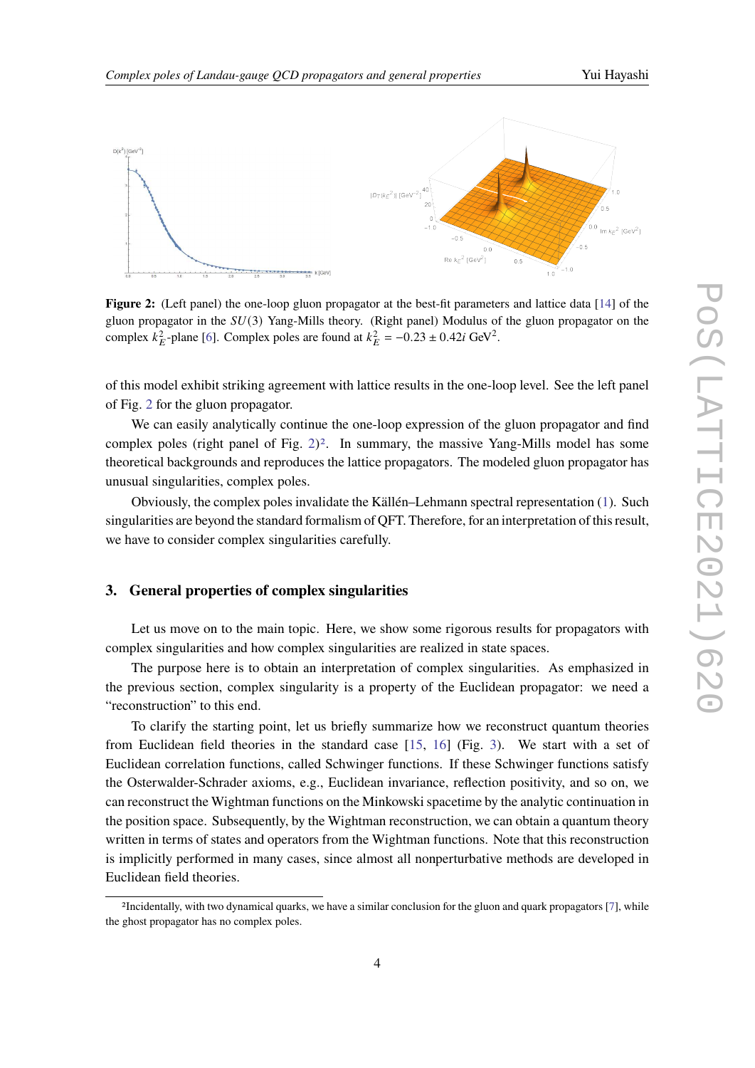**Figure 2:** (Left panel) the one-loop gluon propagator at the best-fit parameters and lattice data [14] of the gluon propagator in the $SU(3)$ Yang-Mills theory. (Right panel) Modulus of the gluon propagator on the complex $k_E^2$-plane [6]. Complex poles are found at $k_E^2 = -0.23 \pm 0.42i$ GeV$^2$.

of this model exhibit striking agreement with lattice results in the one-loop level. See the left panel of Fig. 2 for the gluon propagator.

We can easily analytically continue the one-loop expression of the gluon propagator and find complex poles (right panel of Fig. 2)[2]. In summary, the massive Yang-Mills model has some theoretical backgrounds and reproduces the lattice propagators. The modeled gluon propagator has unusual singularities, complex poles.

Obviously, the complex poles invalidate the Källén–Lehmann spectral representation (1). Such singularities are beyond the standard formalism of QFT. Therefore, for an interpretation of this result, we have to consider complex singularities carefully.

## 3. General properties of complex singularities

Let us move on to the main topic. Here, we show some rigorous results for propagators with complex singularities and how complex singularities are realized in state spaces.

The purpose here is to obtain an interpretation of complex singularities. As emphasized in the previous section, complex singularity is a property of the Euclidean propagator: we need a "reconstruction" to this end.

To clarify the starting point, let us briefly summarize how we reconstruct quantum theories from Euclidean field theories in the standard case [15, 16] (Fig. 3). We start with a set of Euclidean correlation functions, called Schwinger functions. If these Schwinger functions satisfy the Osterwalder-Schrader axioms, e.g., Euclidean invariance, reflection positivity, and so on, we can reconstruct the Wightman functions on the Minkowski spacetime by the analytic continuation in the position space. Subsequently, by the Wightman reconstruction, we can obtain a quantum theory written in terms of states and operators from the Wightman functions. Note that this reconstruction is implicitly performed in many cases, since almost all nonperturbative methods are developed in Euclidean field theories.

[2] Incidentally, with two dynamical quarks, we have a similar conclusion for the gluon and quark propagators [7], while the ghost propagator has no complex poles.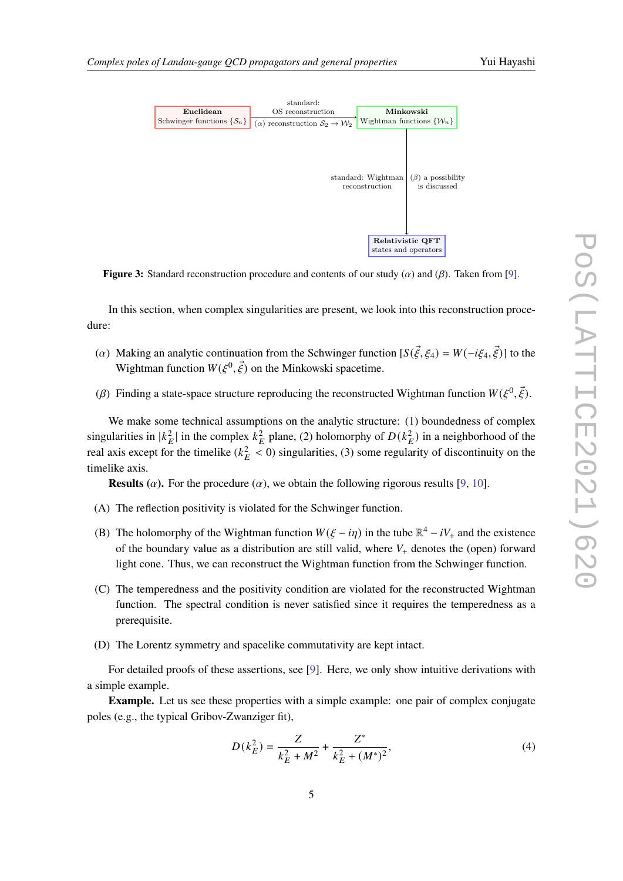**Figure 3:** Standard reconstruction procedure and contents of our study ($\alpha$) and ($\beta$). Taken from [9].

In this section, when complex singularities are present, we look into this reconstruction procedure:

($\alpha$) Making an analytic continuation from the Schwinger function $[S(\vec{\xi}, \xi_4) = W(-i\xi_4, \vec{\xi})]$ to the Wightman function $W(\xi^0, \vec{\xi})$ on the Minkowski spacetime.

($\beta$) Finding a state-space structure reproducing the reconstructed Wightman function $W(\xi^0, \vec{\xi})$.

We make some technical assumptions on the analytic structure: (1) boundedness of complex singularities in $|k_E^2|$ in the complex $k_E^2$ plane, (2) holomorphy of $D(k_E^2)$ in a neighborhood of the real axis except for the timelike ($k_E^2 < 0$) singularities, (3) some regularity of discontinuity on the timelike axis.

**Results ($\alpha$).** For the procedure ($\alpha$), we obtain the following rigorous results [9, 10].

(A) The reflection positivity is violated for the Schwinger function.

(B) The holomorphy of the Wightman function $W(\xi - i\eta)$ in the tube $\mathbb{R}^4 - iV_+$ and the existence of the boundary value as a distribution are still valid, where $V_+$ denotes the (open) forward light cone. Thus, we can reconstruct the Wightman function from the Schwinger function.

(C) The temperedness and the positivity condition are violated for the reconstructed Wightman function. The spectral condition is never satisfied since it requires the temperedness as a prerequisite.

(D) The Lorentz symmetry and spacelike commutativity are kept intact.

For detailed proofs of these assertions, see [9]. Here, we only show intuitive derivations with a simple example.

**Example.** Let us see these properties with a simple example: one pair of complex conjugate poles (e.g., the typical Gribov-Zwanziger fit),

$$D(k_E^2) = \frac{Z}{k_E^2 + M^2} + \frac{Z^*}{k_E^2 + (M^*)^2}, \tag{4}$$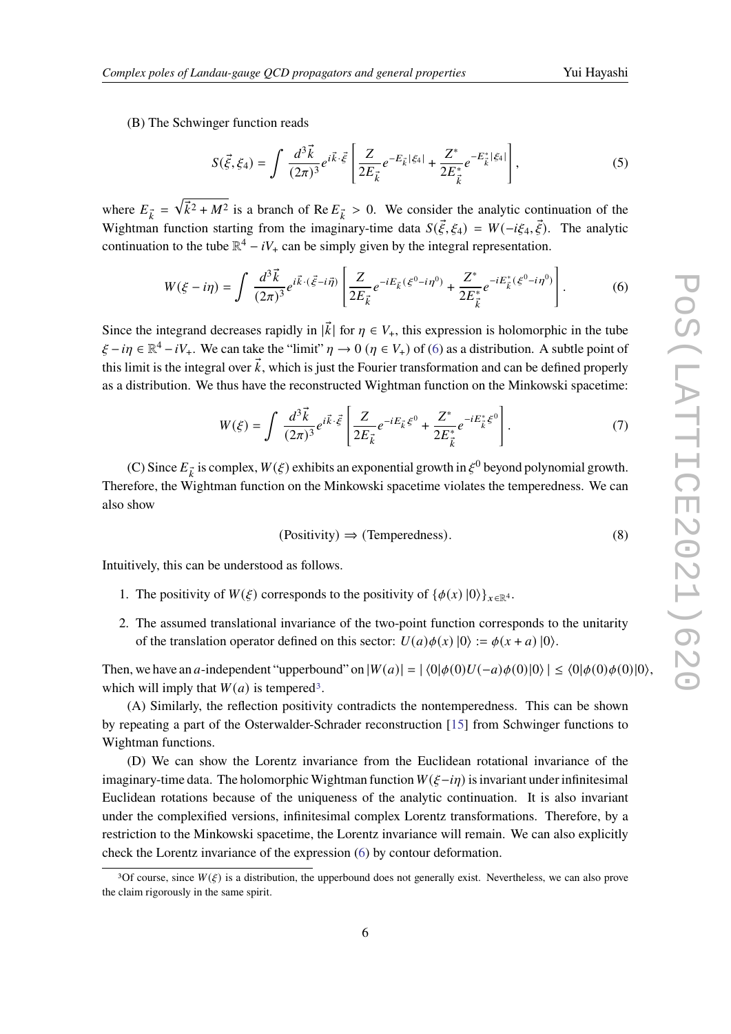(B) The Schwinger function reads

$$S(\vec{\xi}, \xi_4) = \int \frac{d^3\vec{k}}{(2\pi)^3} e^{i\vec{k}\cdot\vec{\xi}} \left[ \frac{Z}{2E_{\vec{k}}} e^{-E_{\vec{k}}|\xi_4|} + \frac{Z^*}{2E^*_{\vec{k}}} e^{-E^*_{\vec{k}}|\xi_4|} \right], \tag{5}$$

where $E_{\vec{k}} = \sqrt{\vec{k}^2 + M^2}$ is a branch of $\mathrm{Re}\, E_{\vec{k}} > 0$. We consider the analytic continuation of the Wightman function starting from the imaginary-time data $S(\vec{\xi}, \xi_4) = W(-i\xi_4, \vec{\xi})$. The analytic continuation to the tube $\mathbb{R}^4 - iV_+$ can be simply given by the integral representation.

$$W(\xi - i\eta) = \int \frac{d^3\vec{k}}{(2\pi)^3} e^{i\vec{k}\cdot(\vec{\xi}-i\vec{\eta})} \left[ \frac{Z}{2E_{\vec{k}}} e^{-iE_{\vec{k}}(\xi^0 - i\eta^0)} + \frac{Z^*}{2E^*_{\vec{k}}} e^{-iE^*_{\vec{k}}(\xi^0 - i\eta^0)} \right]. \tag{6}$$

Since the integrand decreases rapidly in $|\vec{k}|$ for $\eta \in V_+$, this expression is holomorphic in the tube $\xi - i\eta \in \mathbb{R}^4 - iV_+$. We can take the "limit" $\eta \to 0$ ($\eta \in V_+$) of (6) as a distribution. A subtle point of this limit is the integral over $\vec{k}$, which is just the Fourier transformation and can be defined properly as a distribution. We thus have the reconstructed Wightman function on the Minkowski spacetime:

$$W(\xi) = \int \frac{d^3\vec{k}}{(2\pi)^3} e^{i\vec{k}\cdot\vec{\xi}} \left[ \frac{Z}{2E_{\vec{k}}} e^{-iE_{\vec{k}}\xi^0} + \frac{Z^*}{2E^*_{\vec{k}}} e^{-iE^*_{\vec{k}}\xi^0} \right]. \tag{7}$$

(C) Since $E_{\vec{k}}$ is complex, $W(\xi)$ exhibits an exponential growth in $\xi^0$ beyond polynomial growth. Therefore, the Wightman function on the Minkowski spacetime violates the temperedness. We can also show

$$(\text{Positivity}) \Rightarrow (\text{Temperedness}). \tag{8}$$

Intuitively, this can be understood as follows.

1. The positivity of $W(\xi)$ corresponds to the positivity of $\{\phi(x)|0\rangle\}_{x\in\mathbb{R}^4}$.
2. The assumed translational invariance of the two-point function corresponds to the unitarity of the translation operator defined on this sector: $U(a)\phi(x)|0\rangle := \phi(x+a)|0\rangle$.

Then, we have an $a$-independent "upperbound" on $|W(a)| = |\langle 0|\phi(0)U(-a)\phi(0)|0\rangle| \leq \langle 0|\phi(0)\phi(0)|0\rangle$, which will imply that $W(a)$ is tempered[3].

(A) Similarly, the reflection positivity contradicts the nontemperedness. This can be shown by repeating a part of the Osterwalder-Schrader reconstruction [15] from Schwinger functions to Wightman functions.

(D) We can show the Lorentz invariance from the Euclidean rotational invariance of the imaginary-time data. The holomorphic Wightman function $W(\xi - i\eta)$ is invariant under infinitesimal Euclidean rotations because of the uniqueness of the analytic continuation. It is also invariant under the complexified versions, infinitesimal complex Lorentz transformations. Therefore, by a restriction to the Minkowski spacetime, the Lorentz invariance will remain. We can also explicitly check the Lorentz invariance of the expression (6) by contour deformation.

[3] Of course, since $W(\xi)$ is a distribution, the upperbound does not generally exist. Nevertheless, we can also prove the claim rigorously in the same spirit.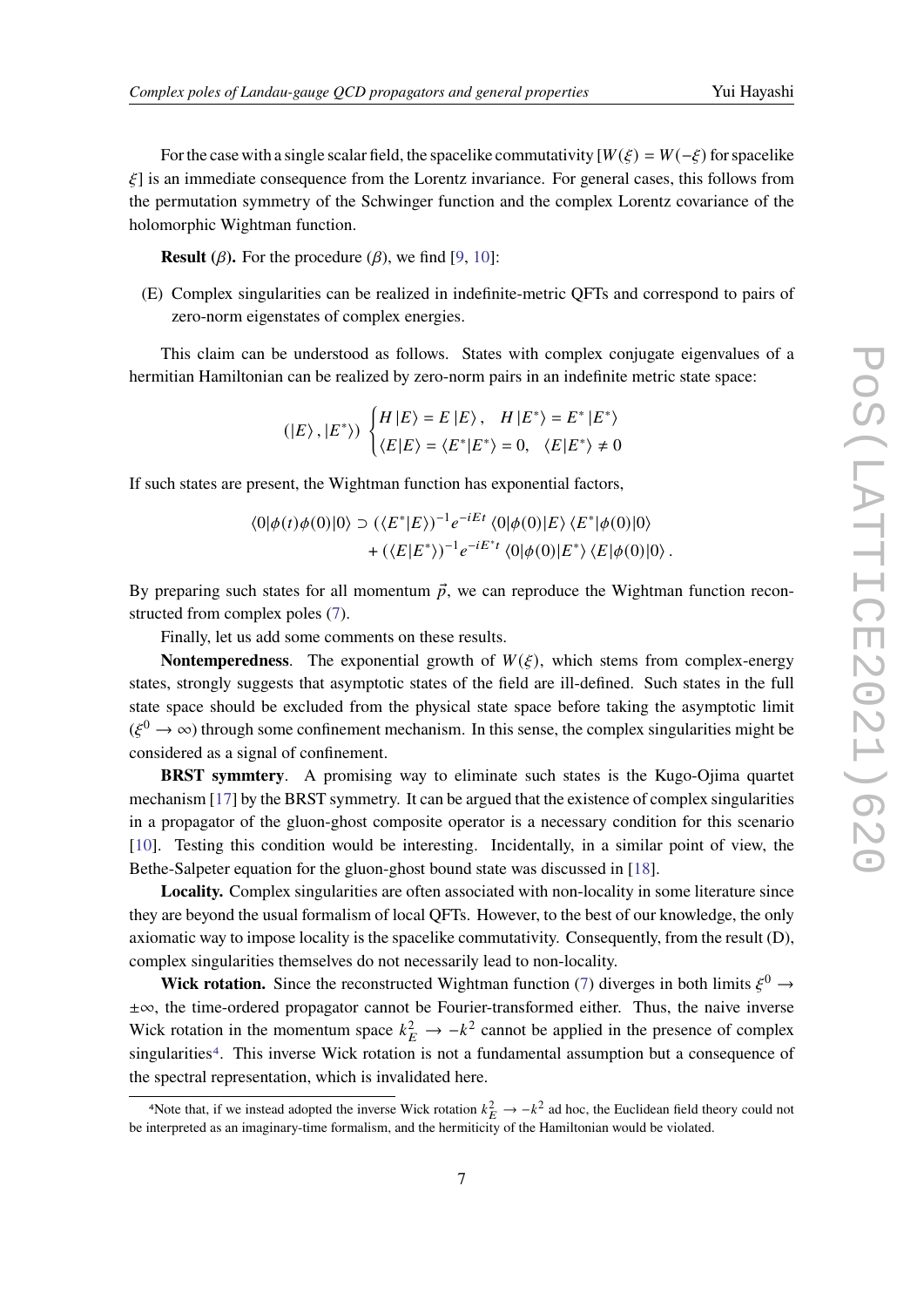For the case with a single scalar field, the spacelike commutativity [$W(\xi) = W(-\xi)$ for spacelike $\xi$] is an immediate consequence from the Lorentz invariance. For general cases, this follows from the permutation symmetry of the Schwinger function and the complex Lorentz covariance of the holomorphic Wightman function.

**Result ($\beta$).** For the procedure ($\beta$), we find [9, 10]:

(E) Complex singularities can be realized in indefinite-metric QFTs and correspond to pairs of zero-norm eigenstates of complex energies.

This claim can be understood as follows. States with complex conjugate eigenvalues of a hermitian Hamiltonian can be realized by zero-norm pairs in an indefinite metric state space:

$$(|E\rangle, |E^*\rangle) \begin{cases} H|E\rangle = E|E\rangle, \quad H|E^*\rangle = E^*|E^*\rangle \\ \langle E|E\rangle = \langle E^*|E^*\rangle = 0, \quad \langle E|E^*\rangle \neq 0 \end{cases}$$

If such states are present, the Wightman function has exponential factors,

$$\langle 0|\phi(t)\phi(0)|0\rangle \supset (\langle E^*|E\rangle)^{-1} e^{-iEt} \langle 0|\phi(0)|E\rangle \langle E^*|\phi(0)|0\rangle + (\langle E|E^*\rangle)^{-1} e^{-iE^*t} \langle 0|\phi(0)|E^*\rangle \langle E|\phi(0)|0\rangle .$$

By preparing such states for all momentum $\vec{p}$, we can reproduce the Wightman function reconstructed from complex poles (7).

Finally, let us add some comments on these results.

**Nontemperedness**. The exponential growth of $W(\xi)$, which stems from complex-energy states, strongly suggests that asymptotic states of the field are ill-defined. Such states in the full state space should be excluded from the physical state space before taking the asymptotic limit ($\xi^0 \to \infty$) through some confinement mechanism. In this sense, the complex singularities might be considered as a signal of confinement.

**BRST symmtery**. A promising way to eliminate such states is the Kugo-Ojima quartet mechanism [17] by the BRST symmetry. It can be argued that the existence of complex singularities in a propagator of the gluon-ghost composite operator is a necessary condition for this scenario [10]. Testing this condition would be interesting. Incidentally, in a similar point of view, the Bethe-Salpeter equation for the gluon-ghost bound state was discussed in [18].

**Locality.** Complex singularities are often associated with non-locality in some literature since they are beyond the usual formalism of local QFTs. However, to the best of our knowledge, the only axiomatic way to impose locality is the spacelike commutativity. Consequently, from the result (D), complex singularities themselves do not necessarily lead to non-locality.

**Wick rotation.** Since the reconstructed Wightman function (7) diverges in both limits $\xi^0 \to \pm\infty$, the time-ordered propagator cannot be Fourier-transformed either. Thus, the naive inverse Wick rotation in the momentum space $k_E^2 \to -k^2$ cannot be applied in the presence of complex singularities[4]. This inverse Wick rotation is not a fundamental assumption but a consequence of the spectral representation, which is invalidated here.

[4] Note that, if we instead adopted the inverse Wick rotation $k_E^2 \to -k^2$ ad hoc, the Euclidean field theory could not be interpreted as an imaginary-time formalism, and the hermiticity of the Hamiltonian would be violated.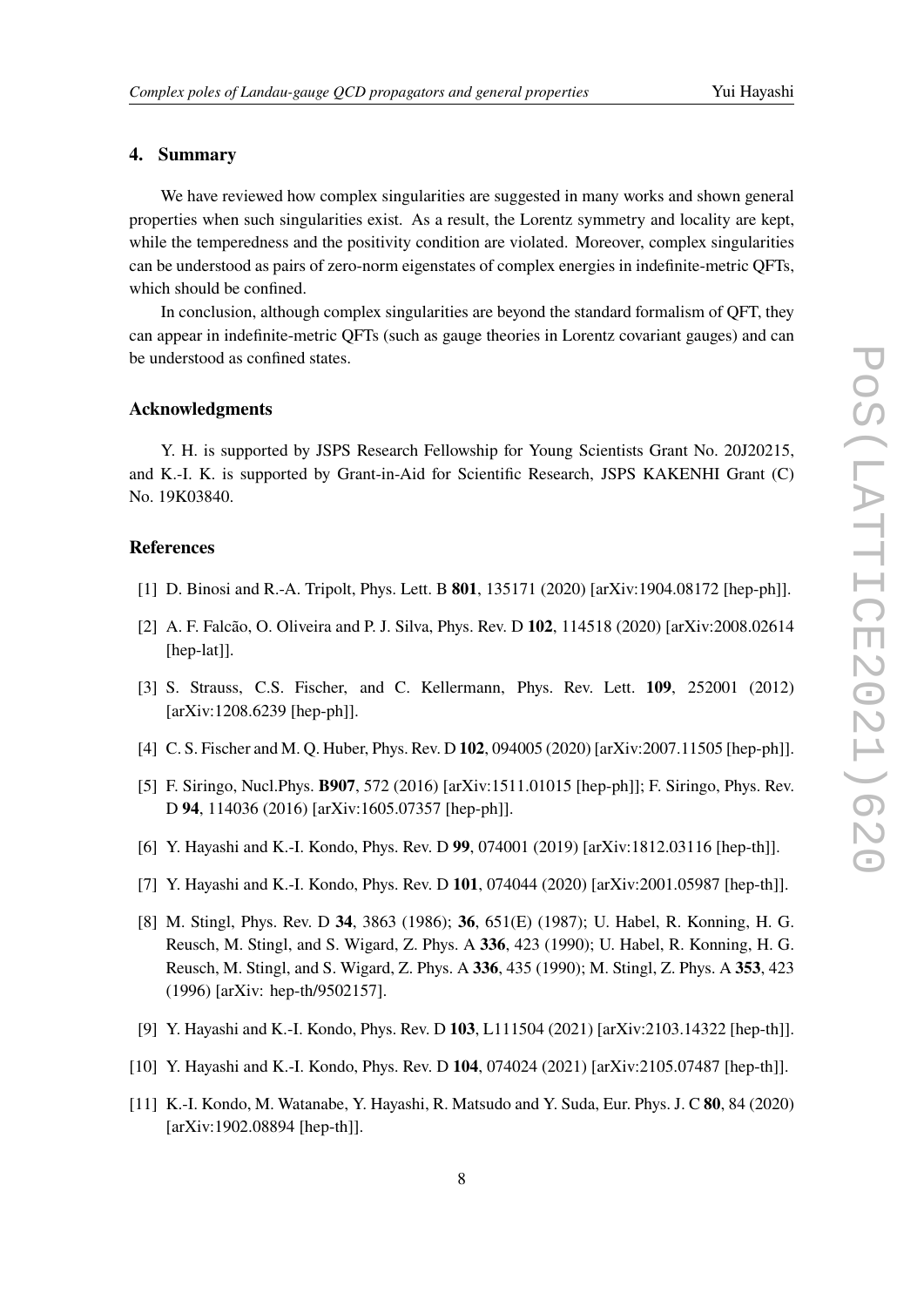## 4. Summary

We have reviewed how complex singularities are suggested in many works and shown general properties when such singularities exist. As a result, the Lorentz symmetry and locality are kept, while the temperedness and the positivity condition are violated. Moreover, complex singularities can be understood as pairs of zero-norm eigenstates of complex energies in indefinite-metric QFTs, which should be confined.

In conclusion, although complex singularities are beyond the standard formalism of QFT, they can appear in indefinite-metric QFTs (such as gauge theories in Lorentz covariant gauges) and can be understood as confined states.

### Acknowledgments

Y. H. is supported by JSPS Research Fellowship for Young Scientists Grant No. 20J20215, and K.-I. K. is supported by Grant-in-Aid for Scientific Research, JSPS KAKENHI Grant (C) No. 19K03840.

### References

[1] D. Binosi and R.-A. Tripolt, Phys. Lett. B **801**, 135171 (2020) [arXiv:1904.08172 [hep-ph]].

[2] A. F. Falcão, O. Oliveira and P. J. Silva, Phys. Rev. D **102**, 114518 (2020) [arXiv:2008.02614 [hep-lat]].

[3] S. Strauss, C.S. Fischer, and C. Kellermann, Phys. Rev. Lett. **109**, 252001 (2012) [arXiv:1208.6239 [hep-ph]].

[4] C. S. Fischer and M. Q. Huber, Phys. Rev. D **102**, 094005 (2020) [arXiv:2007.11505 [hep-ph]].

[5] F. Siringo, Nucl.Phys. **B907**, 572 (2016) [arXiv:1511.01015 [hep-ph]]; F. Siringo, Phys. Rev. D **94**, 114036 (2016) [arXiv:1605.07357 [hep-ph]].

[6] Y. Hayashi and K.-I. Kondo, Phys. Rev. D **99**, 074001 (2019) [arXiv:1812.03116 [hep-th]].

[7] Y. Hayashi and K.-I. Kondo, Phys. Rev. D **101**, 074044 (2020) [arXiv:2001.05987 [hep-th]].

[8] M. Stingl, Phys. Rev. D **34**, 3863 (1986); **36**, 651(E) (1987); U. Habel, R. Konning, H. G. Reusch, M. Stingl, and S. Wigard, Z. Phys. A **336**, 423 (1990); U. Habel, R. Konning, H. G. Reusch, M. Stingl, and S. Wigard, Z. Phys. A **336**, 435 (1990); M. Stingl, Z. Phys. A **353**, 423 (1996) [arXiv: hep-th/9502157].

[9] Y. Hayashi and K.-I. Kondo, Phys. Rev. D **103**, L111504 (2021) [arXiv:2103.14322 [hep-th]].

[10] Y. Hayashi and K.-I. Kondo, Phys. Rev. D **104**, 074024 (2021) [arXiv:2105.07487 [hep-th]].

[11] K.-I. Kondo, M. Watanabe, Y. Hayashi, R. Matsudo and Y. Suda, Eur. Phys. J. C **80**, 84 (2020) [arXiv:1902.08894 [hep-th]].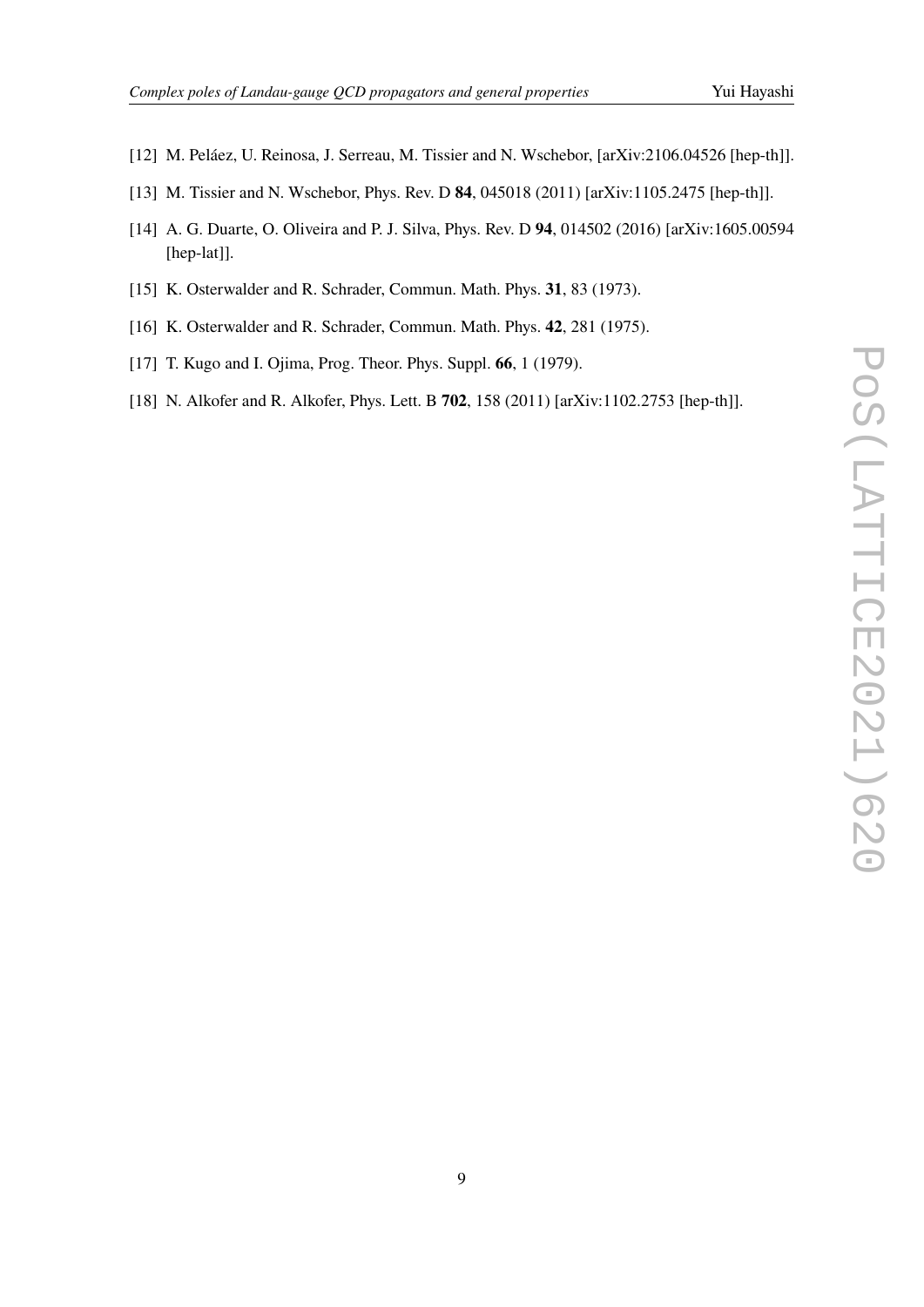[12] M. Peláez, U. Reinosa, J. Serreau, M. Tissier and N. Wschebor, [arXiv:2106.04526 [hep-th]].

[13] M. Tissier and N. Wschebor, Phys. Rev. D **84**, 045018 (2011) [arXiv:1105.2475 [hep-th]].

[14] A. G. Duarte, O. Oliveira and P. J. Silva, Phys. Rev. D **94**, 014502 (2016) [arXiv:1605.00594 [hep-lat]].

[15] K. Osterwalder and R. Schrader, Commun. Math. Phys. **31**, 83 (1973).

[16] K. Osterwalder and R. Schrader, Commun. Math. Phys. **42**, 281 (1975).

[17] T. Kugo and I. Ojima, Prog. Theor. Phys. Suppl. **66**, 1 (1979).

[18] N. Alkofer and R. Alkofer, Phys. Lett. B **702**, 158 (2011) [arXiv:1102.2753 [hep-th]].